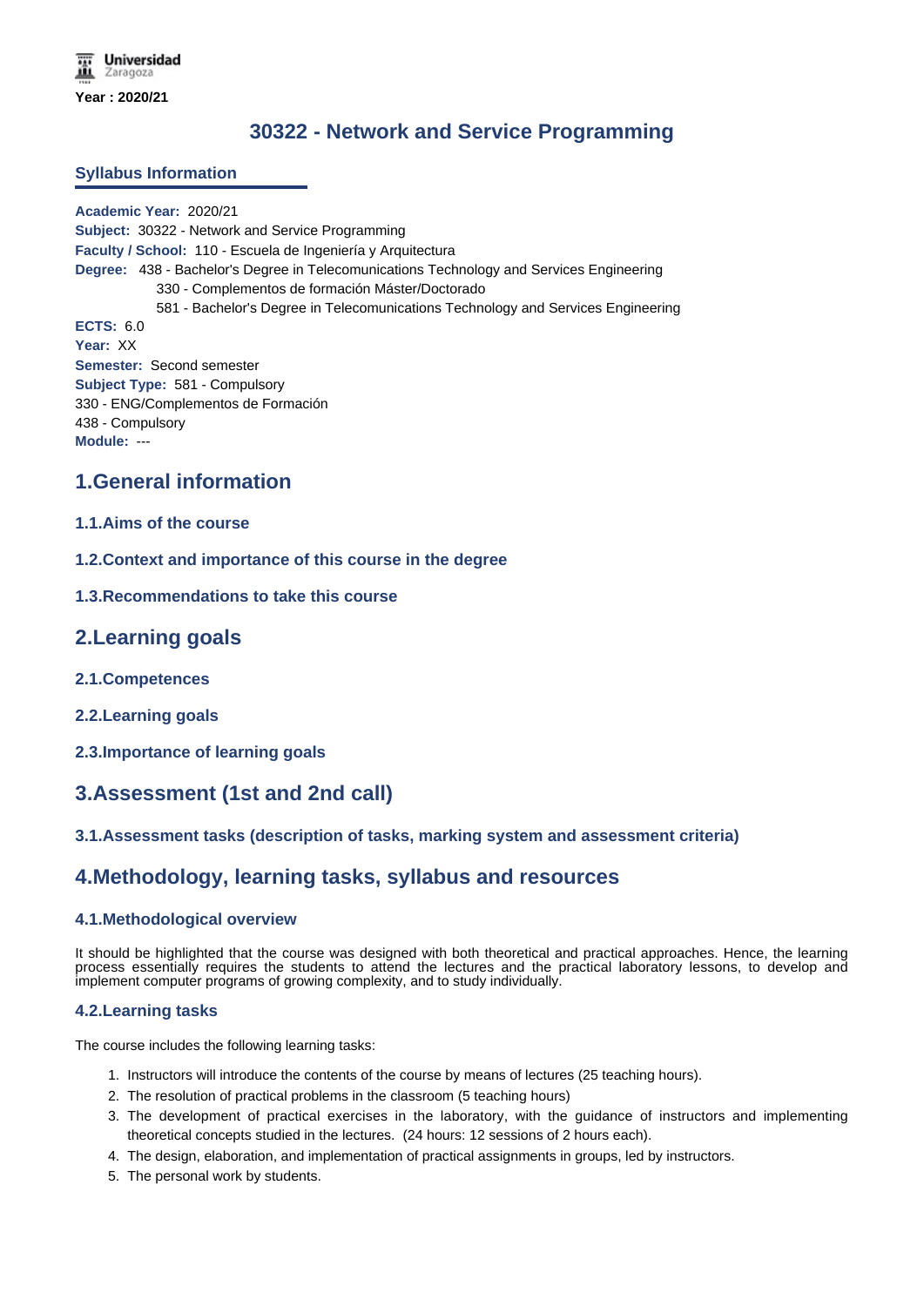Universidad Zaragoza

Year : 2020/21

# 30322 - Network and Service Programming

## Syllabus Information

**Academic Year:** 2020/21
**Subject:** 30322 - Network and Service Programming
**Faculty / School:** 110 - Escuela de Ingeniería y Arquitectura
**Degree:** 438 - Bachelor's Degree in Telecomunications Technology and Services Engineering
330 - Complementos de formación Máster/Doctorado
581 - Bachelor's Degree in Telecomunications Technology and Services Engineering
**ECTS:** 6.0
**Year:** XX
**Semester:** Second semester
**Subject Type:** 581 - Compulsory
330 - ENG/Complementos de Formación
438 - Compulsory
**Module:** ---

## 1.General information

### 1.1.Aims of the course

### 1.2.Context and importance of this course in the degree

### 1.3.Recommendations to take this course

## 2.Learning goals

### 2.1.Competences

### 2.2.Learning goals

### 2.3.Importance of learning goals

## 3.Assessment (1st and 2nd call)

### 3.1.Assessment tasks (description of tasks, marking system and assessment criteria)

## 4.Methodology, learning tasks, syllabus and resources

### 4.1.Methodological overview

It should be highlighted that the course was designed with both theoretical and practical approaches. Hence, the learning process essentially requires the students to attend the lectures and the practical laboratory lessons, to develop and implement computer programs of growing complexity, and to study individually.

### 4.2.Learning tasks

The course includes the following learning tasks:

1. Instructors will introduce the contents of the course by means of lectures (25 teaching hours).
2. The resolution of practical problems in the classroom (5 teaching hours)
3. The development of practical exercises in the laboratory, with the guidance of instructors and implementing theoretical concepts studied in the lectures. (24 hours: 12 sessions of 2 hours each).
4. The design, elaboration, and implementation of practical assignments in groups, led by instructors.
5. The personal work by students.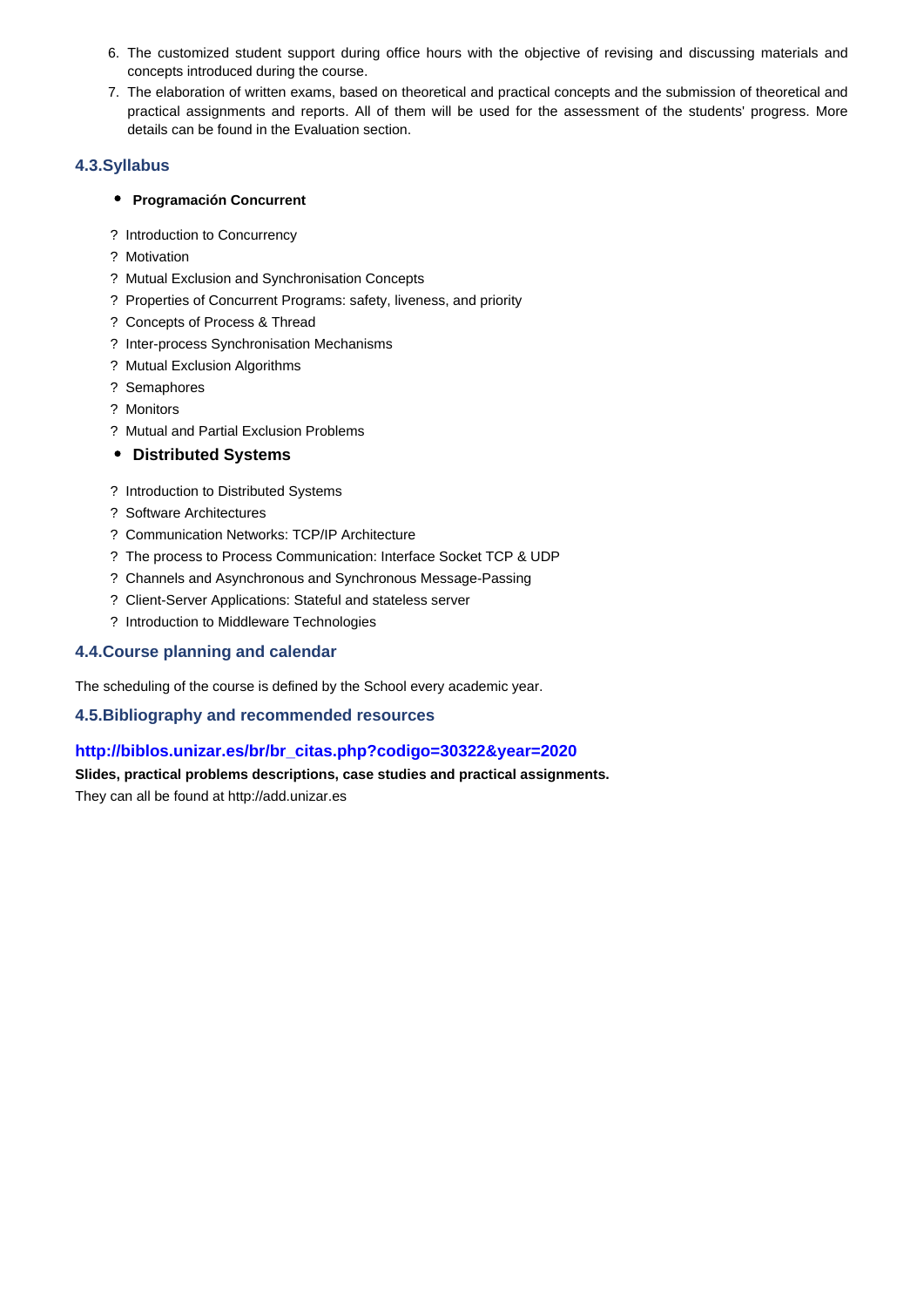6. The customized student support during office hours with the objective of revising and discussing materials and concepts introduced during the course.
7. The elaboration of written exams, based on theoretical and practical concepts and the submission of theoretical and practical assignments and reports. All of them will be used for the assessment of the students' progress. More details can be found in the Evaluation section.

## 4.3.Syllabus

- **Programación Concurrent**

? Introduction to Concurrency
? Motivation
? Mutual Exclusion and Synchronisation Concepts
? Properties of Concurrent Programs: safety, liveness, and priority
? Concepts of Process & Thread
? Inter-process Synchronisation Mechanisms
? Mutual Exclusion Algorithms
? Semaphores
? Monitors
? Mutual and Partial Exclusion Problems

- **Distributed Systems**

? Introduction to Distributed Systems
? Software Architectures
? Communication Networks: TCP/IP Architecture
? The process to Process Communication: Interface Socket TCP & UDP
? Channels and Asynchronous and Synchronous Message-Passing
? Client-Server Applications: Stateful and stateless server
? Introduction to Middleware Technologies

## 4.4.Course planning and calendar

The scheduling of the course is defined by the School every academic year.

## 4.5.Bibliography and recommended resources

**http://biblos.unizar.es/br/br_citas.php?codigo=30322&year=2020**

**Slides, practical problems descriptions, case studies and practical assignments.**

They can all be found at http://add.unizar.es